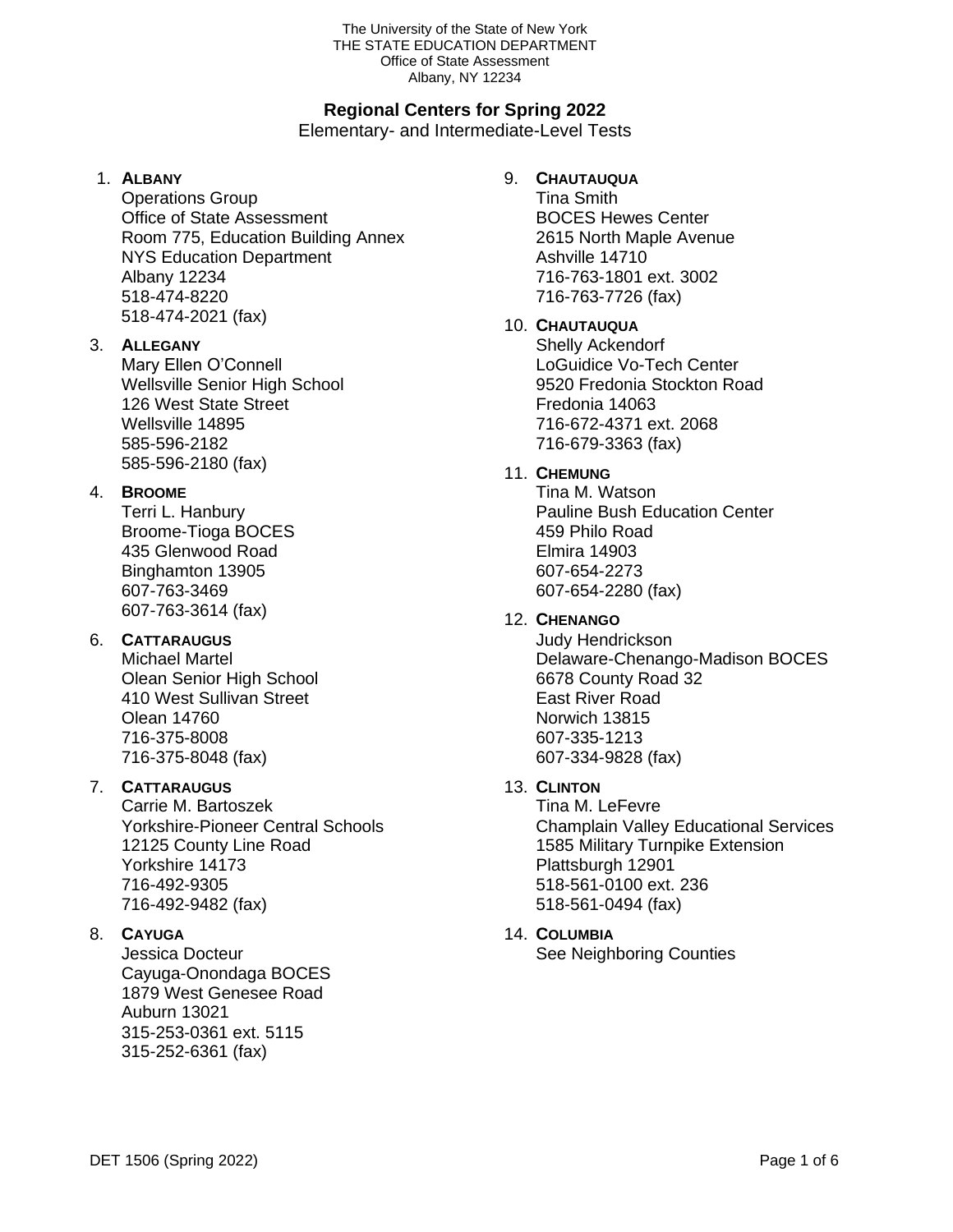The University of the State of New York
THE STATE EDUCATION DEPARTMENT
Office of State Assessment
Albany, NY 12234

# Regional Centers for Spring 2022

Elementary- and Intermediate-Level Tests

1. **ALBANY**
   Operations Group
   Office of State Assessment
   Room 775, Education Building Annex
   NYS Education Department
   Albany 12234
   518-474-8220
   518-474-2021 (fax)

3. **ALLEGANY**
   Mary Ellen O'Connell
   Wellsville Senior High School
   126 West State Street
   Wellsville 14895
   585-596-2182
   585-596-2180 (fax)

4. **BROOME**
   Terri L. Hanbury
   Broome-Tioga BOCES
   435 Glenwood Road
   Binghamton 13905
   607-763-3469
   607-763-3614 (fax)

6. **CATTARAUGUS**
   Michael Martel
   Olean Senior High School
   410 West Sullivan Street
   Olean 14760
   716-375-8008
   716-375-8048 (fax)

7. **CATTARAUGUS**
   Carrie M. Bartoszek
   Yorkshire-Pioneer Central Schools
   12125 County Line Road
   Yorkshire 14173
   716-492-9305
   716-492-9482 (fax)

8. **CAYUGA**
   Jessica Docteur
   Cayuga-Onondaga BOCES
   1879 West Genesee Road
   Auburn 13021
   315-253-0361 ext. 5115
   315-252-6361 (fax)

9. **CHAUTAUQUA**
   Tina Smith
   BOCES Hewes Center
   2615 North Maple Avenue
   Ashville 14710
   716-763-1801 ext. 3002
   716-763-7726 (fax)

10. **CHAUTAUQUA**
    Shelly Ackendorf
    LoGuidice Vo-Tech Center
    9520 Fredonia Stockton Road
    Fredonia 14063
    716-672-4371 ext. 2068
    716-679-3363 (fax)

11. **CHEMUNG**
    Tina M. Watson
    Pauline Bush Education Center
    459 Philo Road
    Elmira 14903
    607-654-2273
    607-654-2280 (fax)

12. **CHENANGO**
    Judy Hendrickson
    Delaware-Chenango-Madison BOCES
    6678 County Road 32
    East River Road
    Norwich 13815
    607-335-1213
    607-334-9828 (fax)

13. **CLINTON**
    Tina M. LeFevre
    Champlain Valley Educational Services
    1585 Military Turnpike Extension
    Plattsburgh 12901
    518-561-0100 ext. 236
    518-561-0494 (fax)

14. **COLUMBIA**
    See Neighboring Counties

DET 1506 (Spring 2022)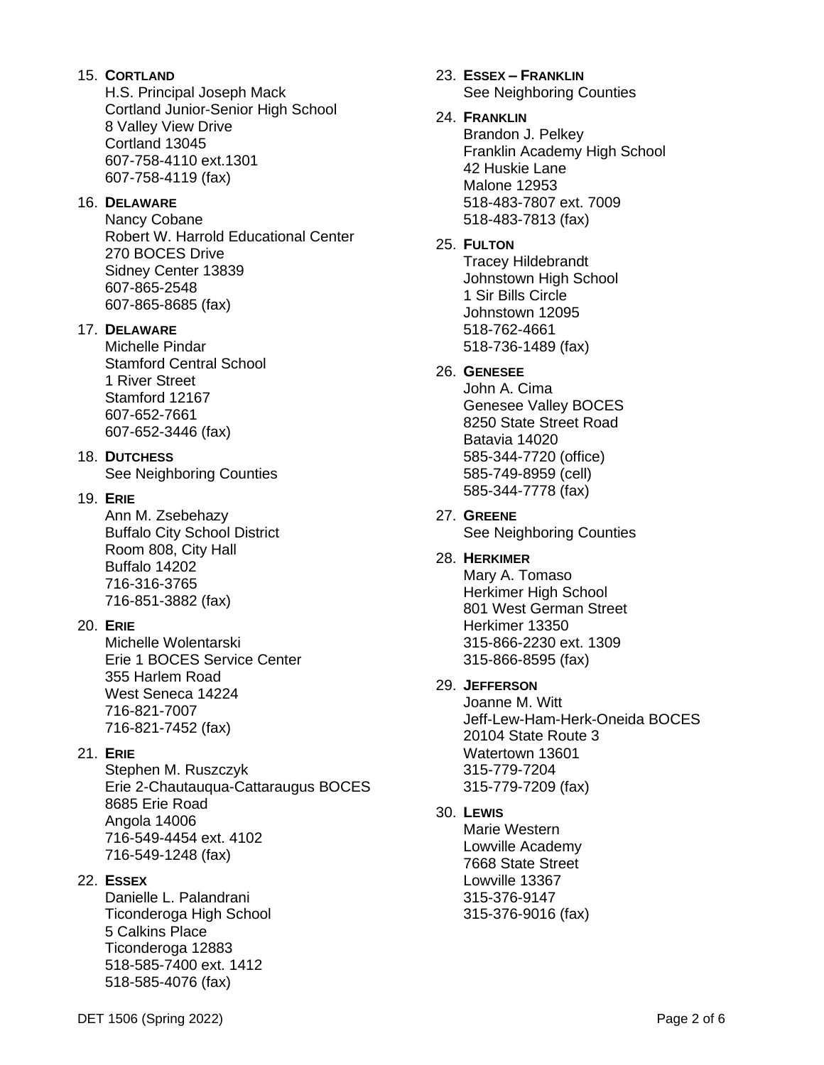15. **CORTLAND**
    H.S. Principal Joseph Mack
    Cortland Junior-Senior High School
    8 Valley View Drive
    Cortland 13045
    607-758-4110 ext.1301
    607-758-4119 (fax)

16. **DELAWARE**
    Nancy Cobane
    Robert W. Harrold Educational Center
    270 BOCES Drive
    Sidney Center 13839
    607-865-2548
    607-865-8685 (fax)

17. **DELAWARE**
    Michelle Pindar
    Stamford Central School
    1 River Street
    Stamford 12167
    607-652-7661
    607-652-3446 (fax)

18. **DUTCHESS**
    See Neighboring Counties

19. **ERIE**
    Ann M. Zsebehazy
    Buffalo City School District
    Room 808, City Hall
    Buffalo 14202
    716-316-3765
    716-851-3882 (fax)

20. **ERIE**
    Michelle Wolentarski
    Erie 1 BOCES Service Center
    355 Harlem Road
    West Seneca 14224
    716-821-7007
    716-821-7452 (fax)

21. **ERIE**
    Stephen M. Ruszczyk
    Erie 2-Chautauqua-Cattaraugus BOCES
    8685 Erie Road
    Angola 14006
    716-549-4454 ext. 4102
    716-549-1248 (fax)

22. **ESSEX**
    Danielle L. Palandrani
    Ticonderoga High School
    5 Calkins Place
    Ticonderoga 12883
    518-585-7400 ext. 1412
    518-585-4076 (fax)

23. **ESSEX – FRANKLIN**
    See Neighboring Counties

24. **FRANKLIN**
    Brandon J. Pelkey
    Franklin Academy High School
    42 Huskie Lane
    Malone 12953
    518-483-7807 ext. 7009
    518-483-7813 (fax)

25. **FULTON**
    Tracey Hildebrandt
    Johnstown High School
    1 Sir Bills Circle
    Johnstown 12095
    518-762-4661
    518-736-1489 (fax)

26. **GENESEE**
    John A. Cima
    Genesee Valley BOCES
    8250 State Street Road
    Batavia 14020
    585-344-7720 (office)
    585-749-8959 (cell)
    585-344-7778 (fax)

27. **GREENE**
    See Neighboring Counties

28. **HERKIMER**
    Mary A. Tomaso
    Herkimer High School
    801 West German Street
    Herkimer 13350
    315-866-2230 ext. 1309
    315-866-8595 (fax)

29. **JEFFERSON**
    Joanne M. Witt
    Jeff-Lew-Ham-Herk-Oneida BOCES
    20104 State Route 3
    Watertown 13601
    315-779-7204
    315-779-7209 (fax)

30. **LEWIS**
    Marie Western
    Lowville Academy
    7668 State Street
    Lowville 13367
    315-376-9147
    315-376-9016 (fax)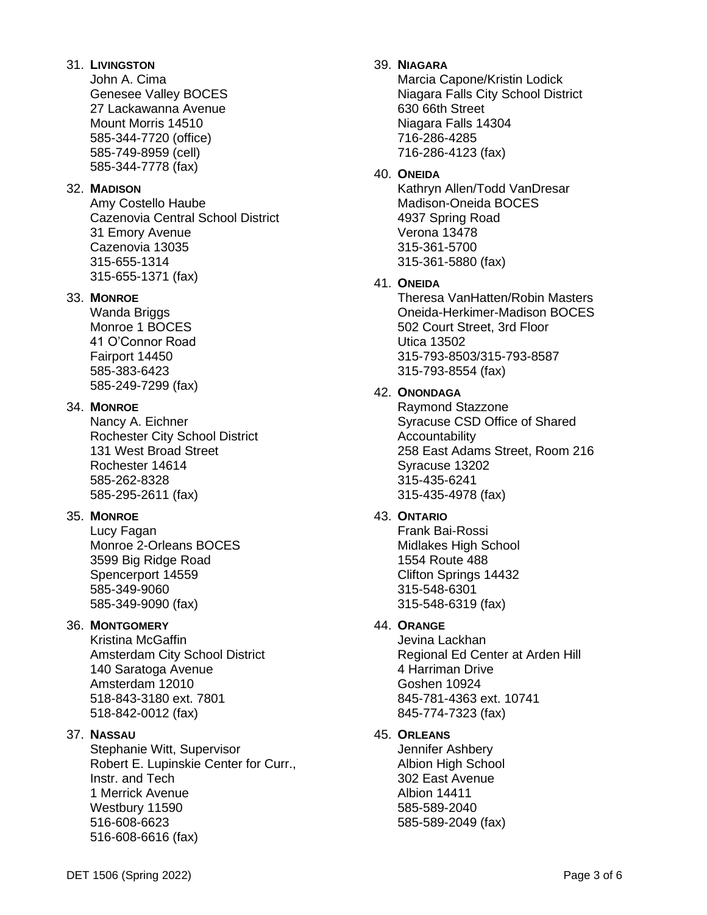31. **LIVINGSTON**
    John A. Cima
    Genesee Valley BOCES
    27 Lackawanna Avenue
    Mount Morris 14510
    585-344-7720 (office)
    585-749-8959 (cell)
    585-344-7778 (fax)

32. **MADISON**
    Amy Costello Haube
    Cazenovia Central School District
    31 Emory Avenue
    Cazenovia 13035
    315-655-1314
    315-655-1371 (fax)

33. **MONROE**
    Wanda Briggs
    Monroe 1 BOCES
    41 O'Connor Road
    Fairport 14450
    585-383-6423
    585-249-7299 (fax)

34. **MONROE**
    Nancy A. Eichner
    Rochester City School District
    131 West Broad Street
    Rochester 14614
    585-262-8328
    585-295-2611 (fax)

35. **MONROE**
    Lucy Fagan
    Monroe 2-Orleans BOCES
    3599 Big Ridge Road
    Spencerport 14559
    585-349-9060
    585-349-9090 (fax)

36. **MONTGOMERY**
    Kristina McGaffin
    Amsterdam City School District
    140 Saratoga Avenue
    Amsterdam 12010
    518-843-3180 ext. 7801
    518-842-0012 (fax)

37. **NASSAU**
    Stephanie Witt, Supervisor
    Robert E. Lupinskie Center for Curr., Instr. and Tech
    1 Merrick Avenue
    Westbury 11590
    516-608-6623
    516-608-6616 (fax)

39. **NIAGARA**
    Marcia Capone/Kristin Lodick
    Niagara Falls City School District
    630 66th Street
    Niagara Falls 14304
    716-286-4285
    716-286-4123 (fax)

40. **ONEIDA**
    Kathryn Allen/Todd VanDresar
    Madison-Oneida BOCES
    4937 Spring Road
    Verona 13478
    315-361-5700
    315-361-5880 (fax)

41. **ONEIDA**
    Theresa VanHatten/Robin Masters
    Oneida-Herkimer-Madison BOCES
    502 Court Street, 3rd Floor
    Utica 13502
    315-793-8503/315-793-8587
    315-793-8554 (fax)

42. **ONONDAGA**
    Raymond Stazzone
    Syracuse CSD Office of Shared Accountability
    258 East Adams Street, Room 216
    Syracuse 13202
    315-435-6241
    315-435-4978 (fax)

43. **ONTARIO**
    Frank Bai-Rossi
    Midlakes High School
    1554 Route 488
    Clifton Springs 14432
    315-548-6301
    315-548-6319 (fax)

44. **ORANGE**
    Jevina Lackhan
    Regional Ed Center at Arden Hill
    4 Harriman Drive
    Goshen 10924
    845-781-4363 ext. 10741
    845-774-7323 (fax)

45. **ORLEANS**
    Jennifer Ashbery
    Albion High School
    302 East Avenue
    Albion 14411
    585-589-2040
    585-589-2049 (fax)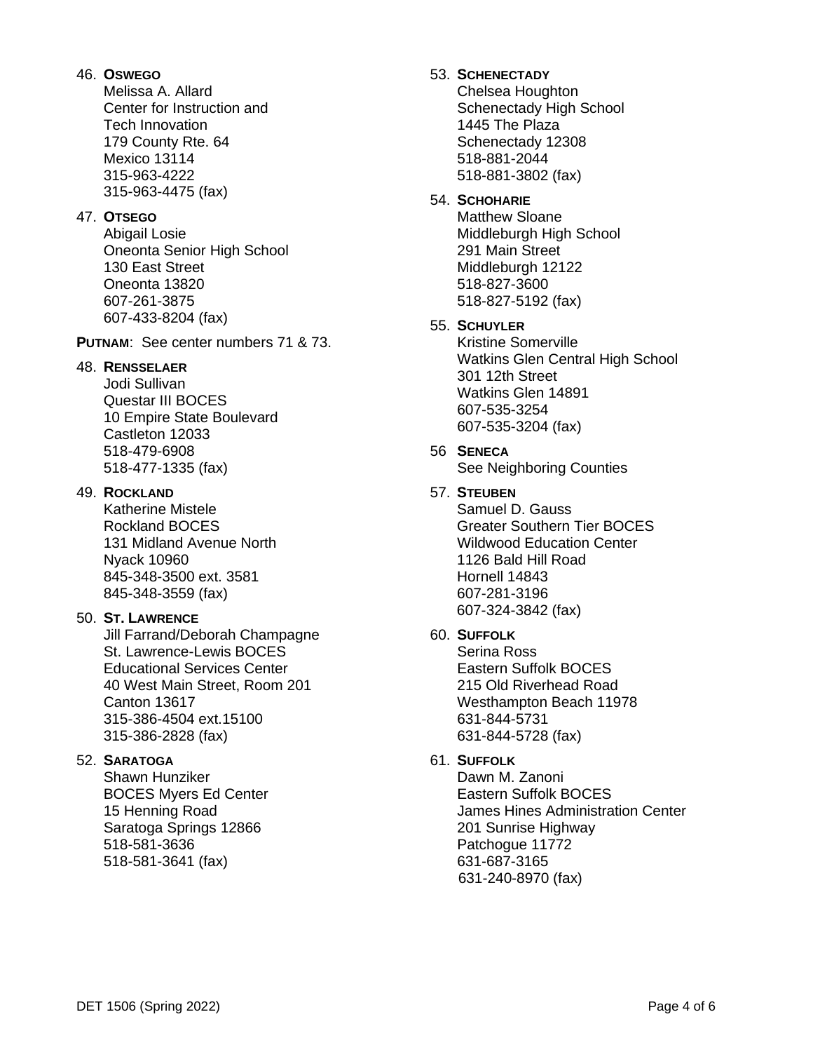46. **OSWEGO**
    Melissa A. Allard
    Center for Instruction and
    Tech Innovation
    179 County Rte. 64
    Mexico 13114
    315-963-4222
    315-963-4475 (fax)

47. **OTSEGO**
    Abigail Losie
    Oneonta Senior High School
    130 East Street
    Oneonta 13820
    607-261-3875
    607-433-8204 (fax)

**PUTNAM**: See center numbers 71 & 73.

48. **RENSSELAER**
    Jodi Sullivan
    Questar III BOCES
    10 Empire State Boulevard
    Castleton 12033
    518-479-6908
    518-477-1335 (fax)

49. **ROCKLAND**
    Katherine Mistele
    Rockland BOCES
    131 Midland Avenue North
    Nyack 10960
    845-348-3500 ext. 3581
    845-348-3559 (fax)

50. **ST. LAWRENCE**
    Jill Farrand/Deborah Champagne
    St. Lawrence-Lewis BOCES
    Educational Services Center
    40 West Main Street, Room 201
    Canton 13617
    315-386-4504 ext.15100
    315-386-2828 (fax)

52. **SARATOGA**
    Shawn Hunziker
    BOCES Myers Ed Center
    15 Henning Road
    Saratoga Springs 12866
    518-581-3636
    518-581-3641 (fax)

53. **SCHENECTADY**
    Chelsea Houghton
    Schenectady High School
    1445 The Plaza
    Schenectady 12308
    518-881-2044
    518-881-3802 (fax)

54. **SCHOHARIE**
    Matthew Sloane
    Middleburgh High School
    291 Main Street
    Middleburgh 12122
    518-827-3600
    518-827-5192 (fax)

55. **SCHUYLER**
    Kristine Somerville
    Watkins Glen Central High School
    301 12th Street
    Watkins Glen 14891
    607-535-3254
    607-535-3204 (fax)

56 **SENECA**
    See Neighboring Counties

57. **STEUBEN**
    Samuel D. Gauss
    Greater Southern Tier BOCES
    Wildwood Education Center
    1126 Bald Hill Road
    Hornell 14843
    607-281-3196
    607-324-3842 (fax)

60. **SUFFOLK**
    Serina Ross
    Eastern Suffolk BOCES
    215 Old Riverhead Road
    Westhampton Beach 11978
    631-844-5731
    631-844-5728 (fax)

61. **SUFFOLK**
    Dawn M. Zanoni
    Eastern Suffolk BOCES
    James Hines Administration Center
    201 Sunrise Highway
    Patchogue 11772
    631-687-3165
    631-240-8970 (fax)

DET 1506 (Spring 2022)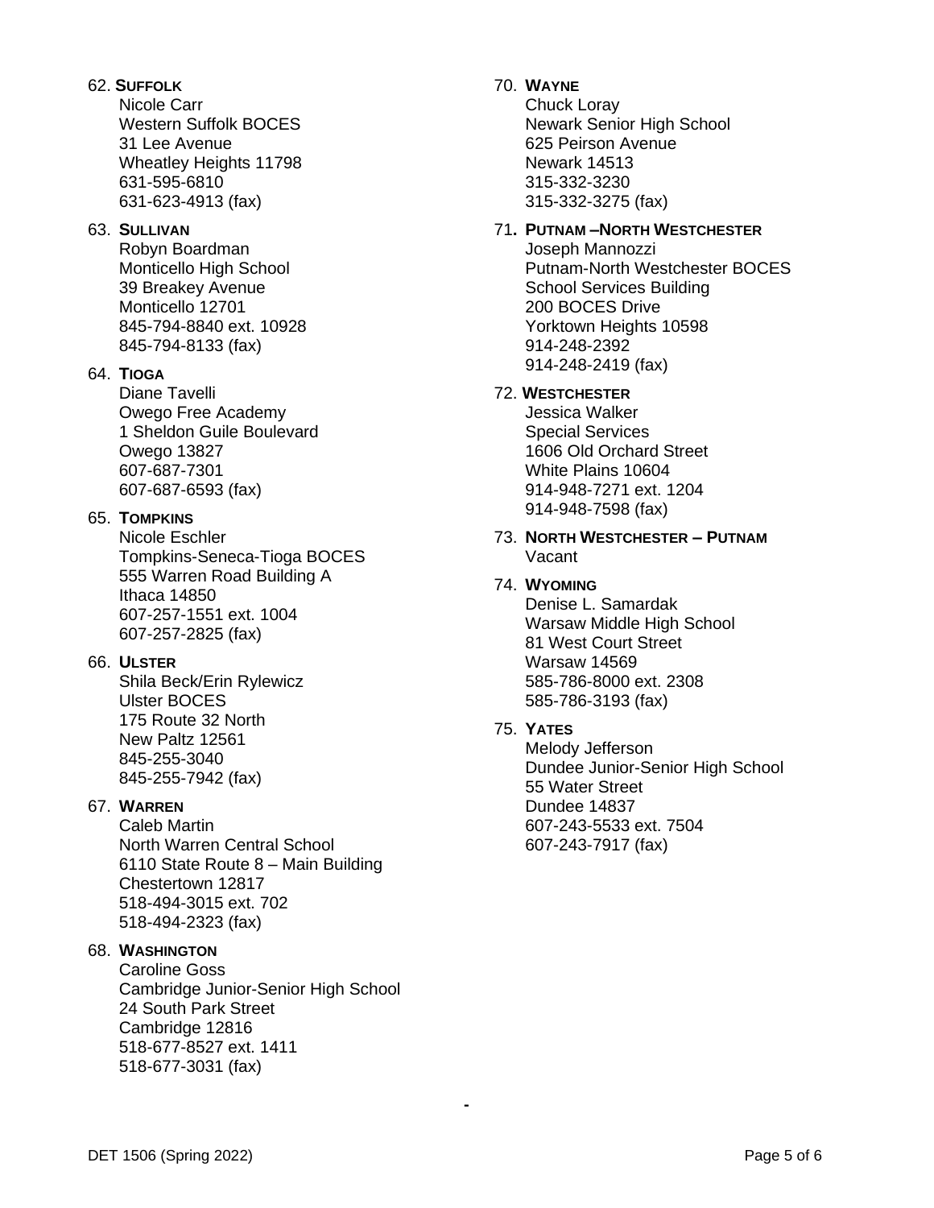62. **SUFFOLK**
    Nicole Carr
    Western Suffolk BOCES
    31 Lee Avenue
    Wheatley Heights 11798
    631-595-6810
    631-623-4913 (fax)

63. **SULLIVAN**
    Robyn Boardman
    Monticello High School
    39 Breakey Avenue
    Monticello 12701
    845-794-8840 ext. 10928
    845-794-8133 (fax)

64. **TIOGA**
    Diane Tavelli
    Owego Free Academy
    1 Sheldon Guile Boulevard
    Owego 13827
    607-687-7301
    607-687-6593 (fax)

65. **TOMPKINS**
    Nicole Eschler
    Tompkins-Seneca-Tioga BOCES
    555 Warren Road Building A
    Ithaca 14850
    607-257-1551 ext. 1004
    607-257-2825 (fax)

66. **ULSTER**
    Shila Beck/Erin Rylewicz
    Ulster BOCES
    175 Route 32 North
    New Paltz 12561
    845-255-3040
    845-255-7942 (fax)

67. **WARREN**
    Caleb Martin
    North Warren Central School
    6110 State Route 8 – Main Building
    Chestertown 12817
    518-494-3015 ext. 702
    518-494-2323 (fax)

68. **WASHINGTON**
    Caroline Goss
    Cambridge Junior-Senior High School
    24 South Park Street
    Cambridge 12816
    518-677-8527 ext. 1411
    518-677-3031 (fax)

70. **WAYNE**
    Chuck Loray
    Newark Senior High School
    625 Peirson Avenue
    Newark 14513
    315-332-3230
    315-332-3275 (fax)

71. **PUTNAM –NORTH WESTCHESTER**
    Joseph Mannozzi
    Putnam-North Westchester BOCES
    School Services Building
    200 BOCES Drive
    Yorktown Heights 10598
    914-248-2392
    914-248-2419 (fax)

72. **WESTCHESTER**
    Jessica Walker
    Special Services
    1606 Old Orchard Street
    White Plains 10604
    914-948-7271 ext. 1204
    914-948-7598 (fax)

73. **NORTH WESTCHESTER – PUTNAM**
    Vacant

74. **WYOMING**
    Denise L. Samardak
    Warsaw Middle High School
    81 West Court Street
    Warsaw 14569
    585-786-8000 ext. 2308
    585-786-3193 (fax)

75. **YATES**
    Melody Jefferson
    Dundee Junior-Senior High School
    55 Water Street
    Dundee 14837
    607-243-5533 ext. 7504
    607-243-7917 (fax)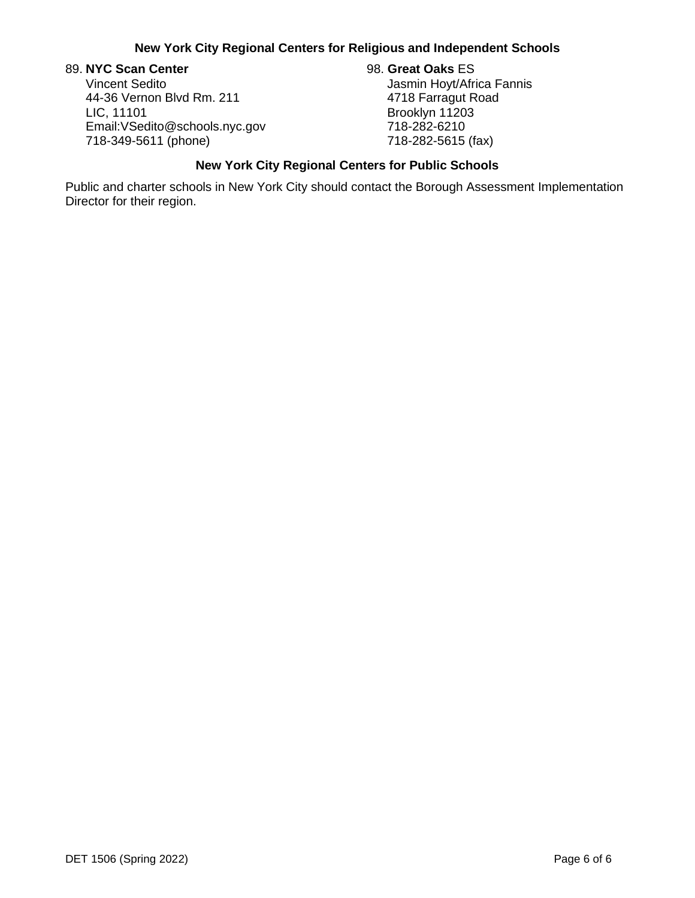## New York City Regional Centers for Religious and Independent Schools

89. **NYC Scan Center**
Vincent Sedito
44-36 Vernon Blvd Rm. 211
LIC, 11101
Email:VSedito@schools.nyc.gov
718-349-5611 (phone)

98. **Great Oaks** ES
Jasmin Hoyt/Africa Fannis
4718 Farragut Road
Brooklyn 11203
718-282-6210
718-282-5615 (fax)

## New York City Regional Centers for Public Schools

Public and charter schools in New York City should contact the Borough Assessment Implementation Director for their region.

DET 1506 (Spring 2022)